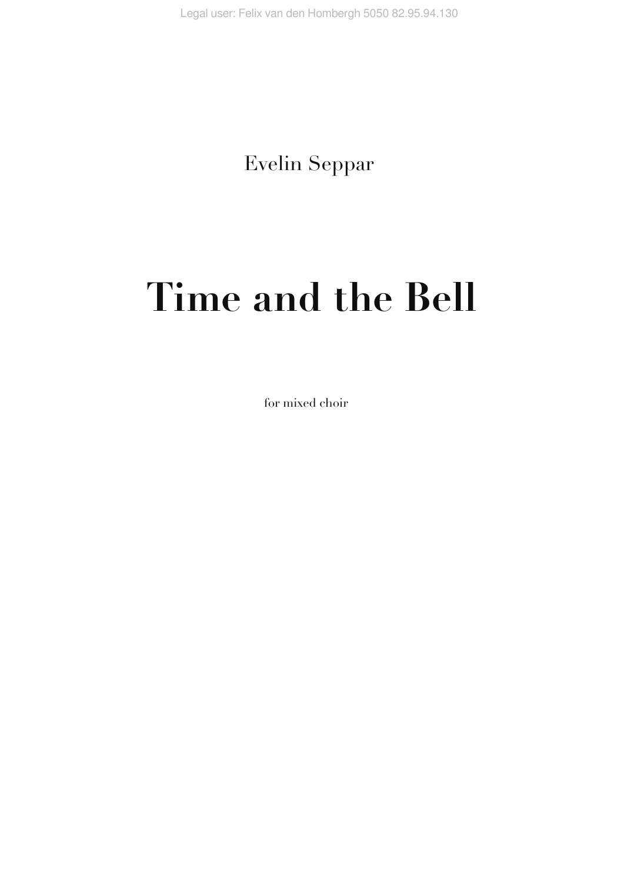Evelin Seppar

# Time and the Bell

for mixed choir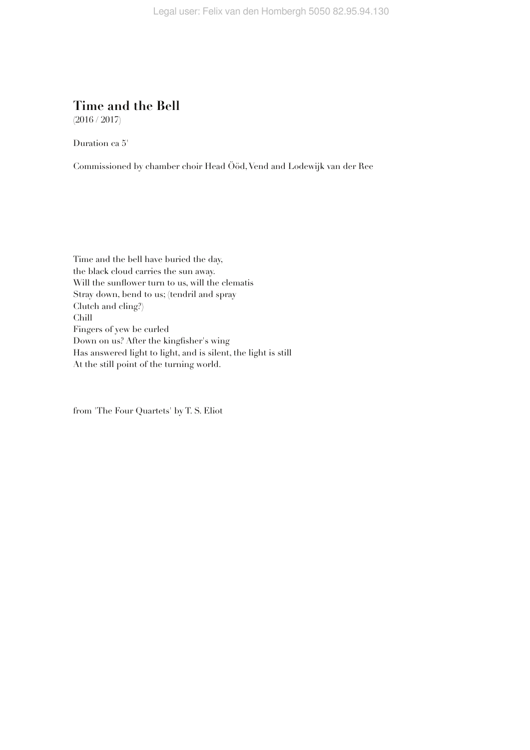# Time and the Bell

(2016 / 2017)

Duration ca 5'

Commissioned by chamber choir Head Ööd, Vend and Lodewijk van der Ree

Time and the bell have buried the day,
the black cloud carries the sun away.
Will the sunflower turn to us, will the clematis
Stray down, bend to us; (tendril and spray
Clutch and cling?)
Chill
Fingers of yew be curled
Down on us? After the kingfisher's wing
Has answered light to light, and is silent, the light is still
At the still point of the turning world.

from 'The Four Quartets' by T. S. Eliot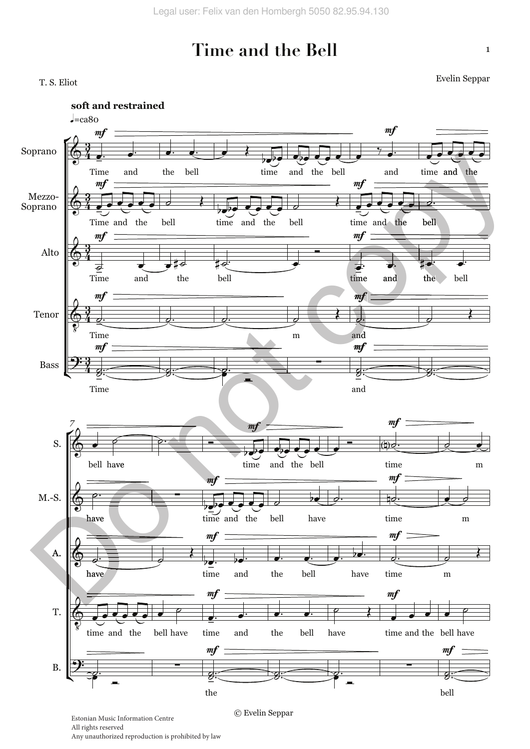# Time and the Bell

T. S. Eliot

Evelin Seppar

**soft and restrained**

♩=ca80

© Evelin Seppar

Estonian Music Information Centre
All rights reserved
Any unauthorized reproduction is prohibited by law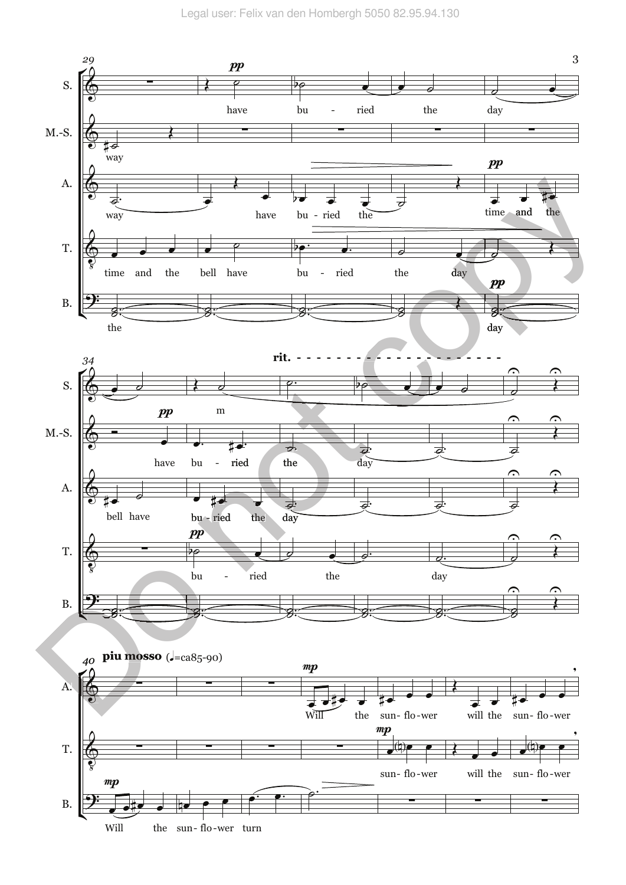**29**

S.: have bu - ried the day

M.-S.: way

A.: way have bu - ried the time and the

T.: time and the bell have bu - ried the day

B.: the day

**34** — *rit.*

S.: m

M.-S.: have bu - ried the day

A.: bell have bu - ried the day

T.: bu - ried the day

B.:

**40** — **piu mosso** (♩=ca85-90)

A.: Will the sun- flo- wer will the sun- flo- wer

T.: sun- flo- wer will the sun- flo- wer

B.: Will the sun- flo- wer turn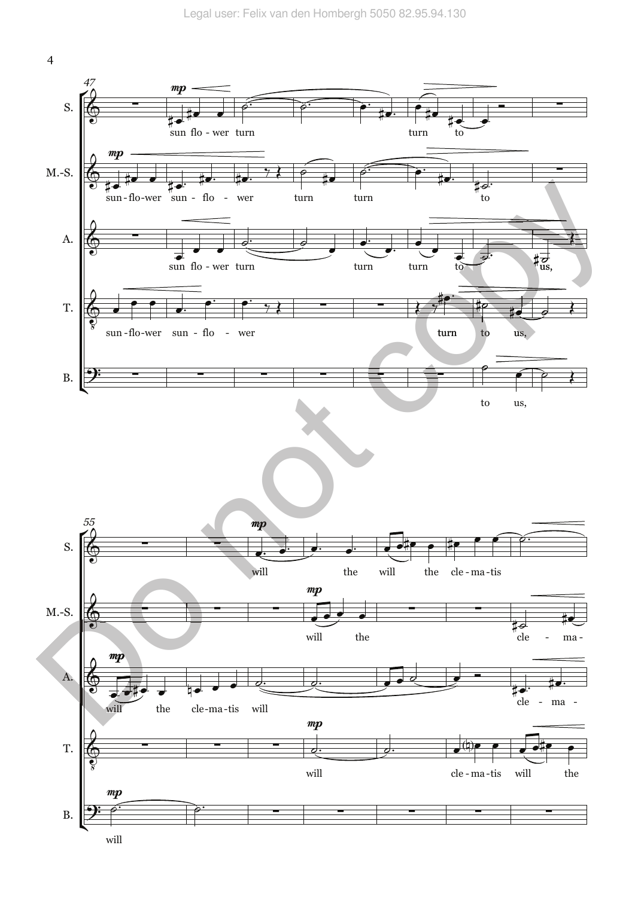**S.** (m. 47): sun flo - wer turn turn to

**M.-S.**: sun - flo - wer sun - flo - wer turn turn to

**A.**: sun flo - wer turn turn turn to us,

**T.**: sun - flo - wer sun - flo - wer turn to us,

**B.**: to us,

**S.** (m. 55): will the will the cle - ma - tis

**M.-S.**: will the cle - ma -

**A.**: will the cle - ma - tis will cle - ma -

**T.**: will cle - ma - tis will the

**B.**: will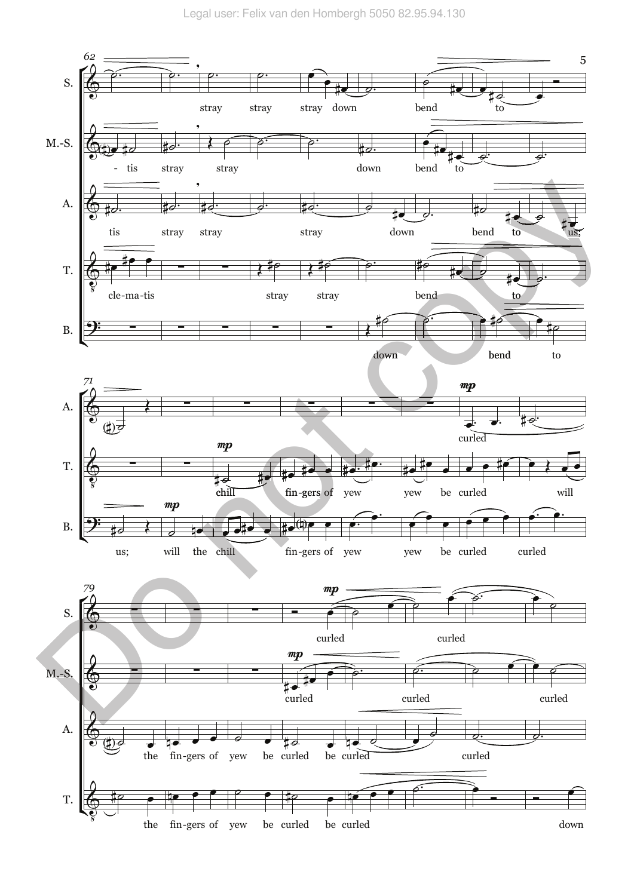62

S. stray stray stray down bend to

M.-S. -tis stray stray down bend to

A. tis stray stray stray down bend to us;

T. cle-ma-tis stray stray bend to

B. down bend to

71

A. curled

T. *mp* chill fin-gers of yew yew be curled will

B. *mp* us; will the chill fin-gers of yew yew be curled curled

79

S. *mp* curled curled

M.-S. *mp* curled curled curled

A. the fin-gers of yew be curled be curled curled

T. the fin-gers of yew be curled be curled down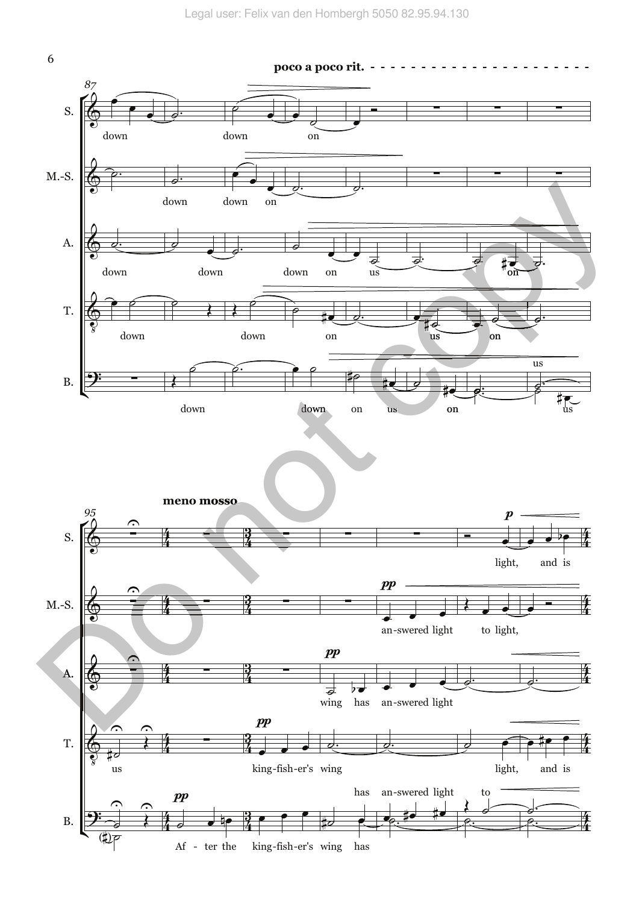**poco a poco rit.**

87

S.: down down on

M.-S.: down down on

A.: down down down on us on

T.: down down on us on us

B.: down down on us on us

95

**meno mosso**

S.: light, and is

M.-S.: an-swered light to light,

A.: wing has an-swered light

T.: us king-fish-er's wing light, and is

B.: After the king-fish-er's wing has an-swered light to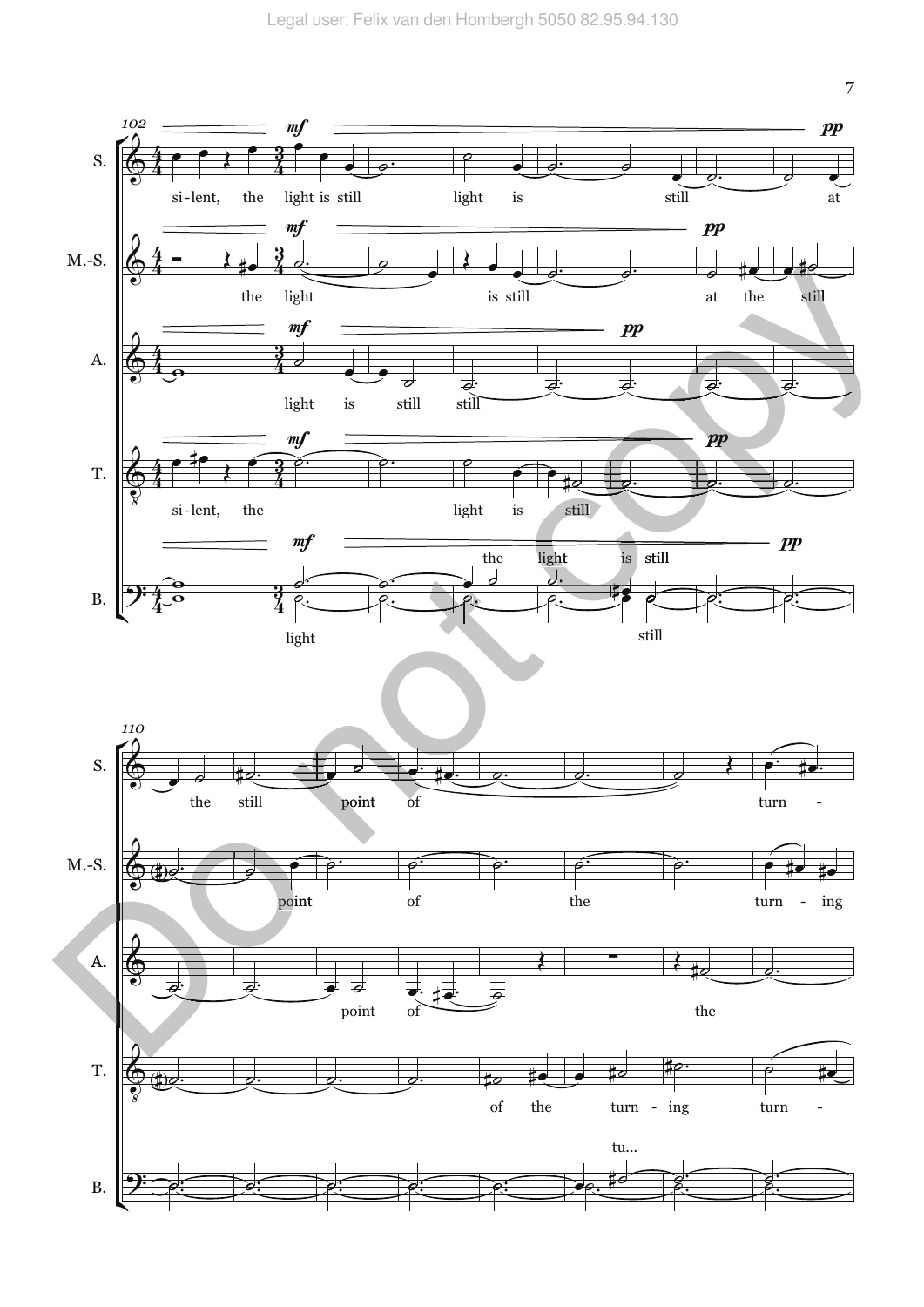102

S. — si-lent, the light is still light is still at

M.-S. — the light is still at the still

A. — light is still still

T. — si-lent, the light is still

B. — light the light is still still

*mf* *pp*

110

S. — the still point of turn -

M.-S. — point of the turn - ing

A. — point of the

T. — of the turn - ing turn -

B. — tu...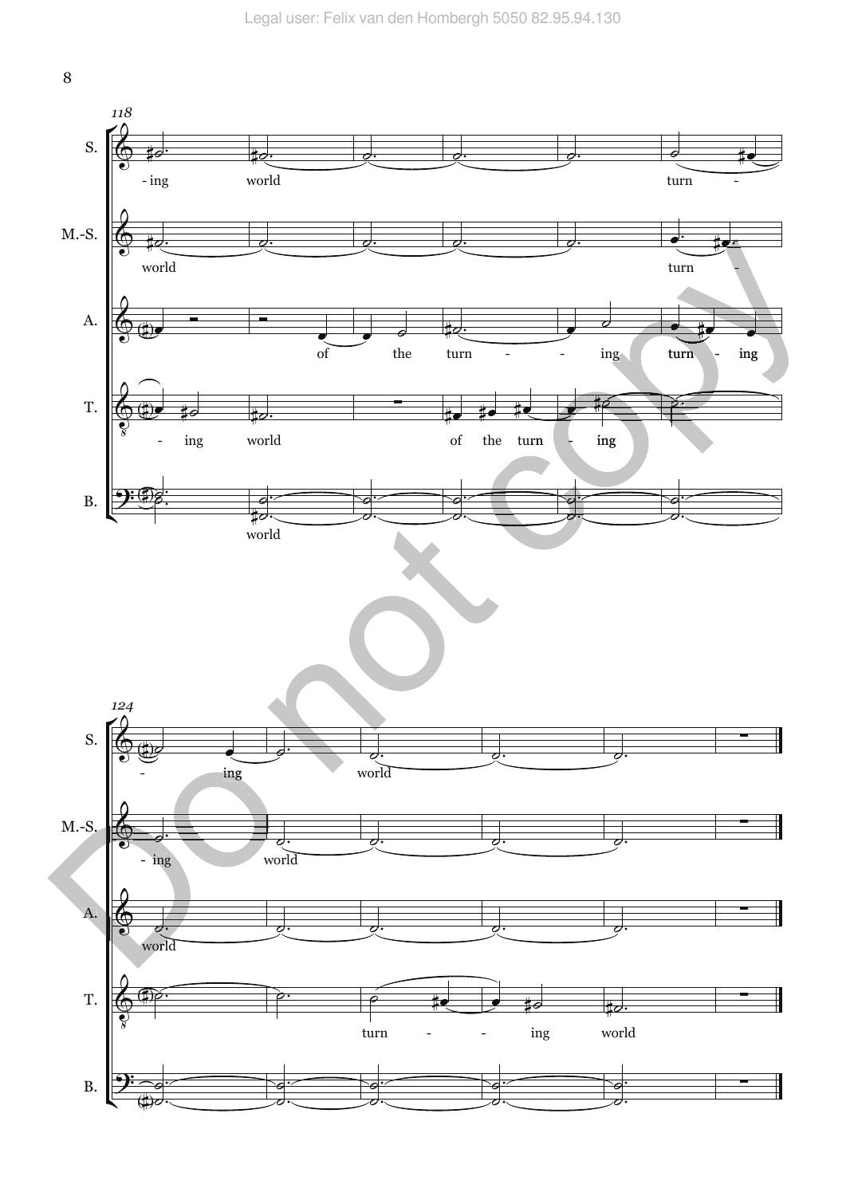118

S.

- ing world turn -

M.-S.

world turn -

A.

of the turn - - ing turn - ing

T.

- ing world of the turn - ing

B.

world

124

S.

- ing world

M.-S.

- ing world

A.

world

T.

turn - - ing world

B.